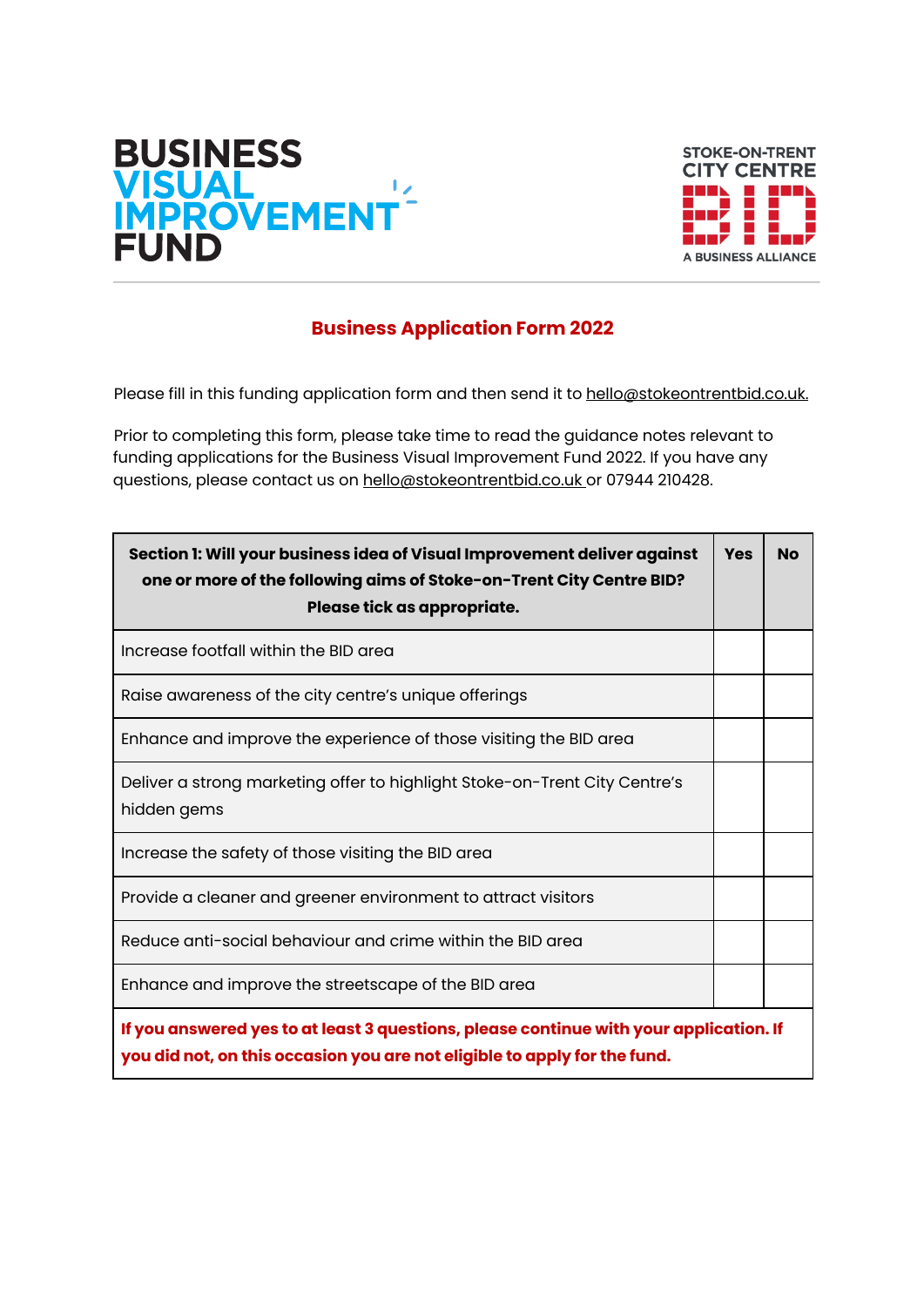# BUSINESS VISUAL IMPROVEMENT FUND

STOKE-ON-TRENT CITY CENTRE BID
A BUSINESS ALLIANCE

## Business Application Form 2022

Please fill in this funding application form and then send it to hello@stokeontrentbid.co.uk.

Prior to completing this form, please take time to read the guidance notes relevant to funding applications for the Business Visual Improvement Fund 2022. If you have any questions, please contact us on hello@stokeontrentbid.co.uk or 07944 210428.

| **Section 1: Will your business idea of Visual Improvement deliver against one or more of the following aims of Stoke-on-Trent City Centre BID? Please tick as appropriate.** | **Yes** | **No** |
|---|---|---|
| Increase footfall within the BID area | | |
| Raise awareness of the city centre's unique offerings | | |
| Enhance and improve the experience of those visiting the BID area | | |
| Deliver a strong marketing offer to highlight Stoke-on-Trent City Centre's hidden gems | | |
| Increase the safety of those visiting the BID area | | |
| Provide a cleaner and greener environment to attract visitors | | |
| Reduce anti-social behaviour and crime within the BID area | | |
| Enhance and improve the streetscape of the BID area | | |
| **If you answered yes to at least 3 questions, please continue with your application. If you did not, on this occasion you are not eligible to apply for the fund.** | | |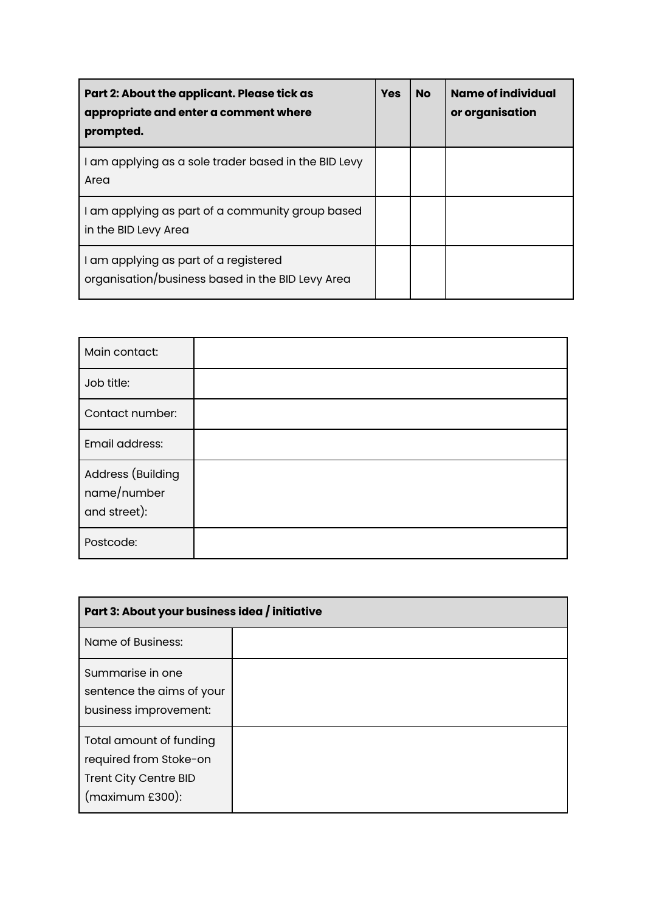| **Part 2: About the applicant. Please tick as appropriate and enter a comment where prompted.** | **Yes** | **No** | **Name of individual or organisation** |
| --- | --- | --- | --- |
| I am applying as a sole trader based in the BID Levy Area | | | |
| I am applying as part of a community group based in the BID Levy Area | | | |
| I am applying as part of a registered organisation/business based in the BID Levy Area | | | |

| | |
| --- | --- |
| Main contact: | |
| Job title: | |
| Contact number: | |
| Email address: | |
| Address (Building name/number and street): | |
| Postcode: | |

| **Part 3: About your business idea / initiative** | |
| --- | --- |
| Name of Business: | |
| Summarise in one sentence the aims of your business improvement: | |
| Total amount of funding required from Stoke-on Trent City Centre BID (maximum £300): | |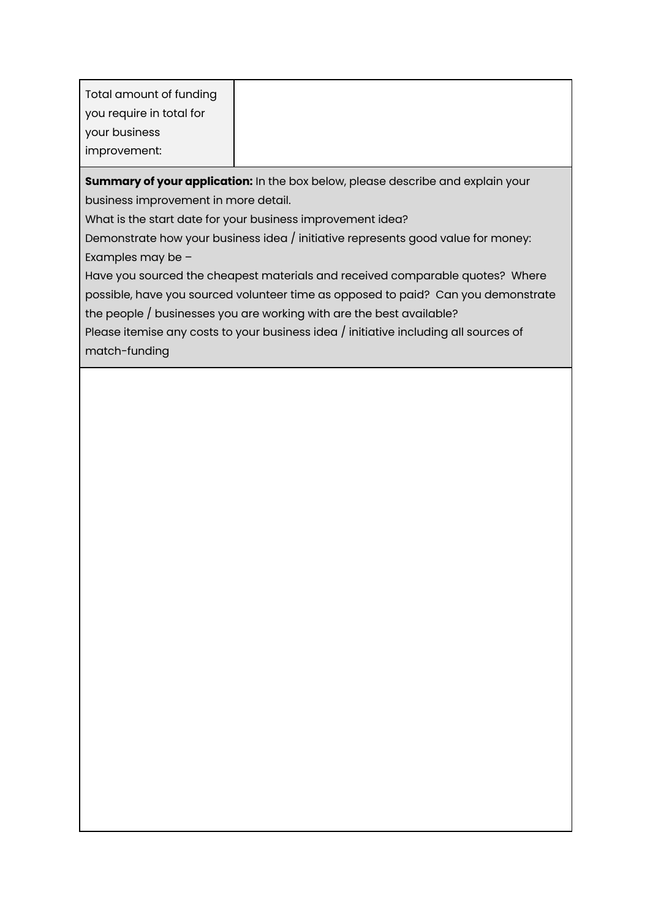| | |
|---|---|
| Total amount of funding you require in total for your business improvement: | |

**Summary of your application:** In the box below, please describe and explain your business improvement in more detail.
What is the start date for your business improvement idea?
Demonstrate how your business idea / initiative represents good value for money:
Examples may be –
Have you sourced the cheapest materials and received comparable quotes? Where possible, have you sourced volunteer time as opposed to paid? Can you demonstrate the people / businesses you are working with are the best available?
Please itemise any costs to your business idea / initiative including all sources of match-funding